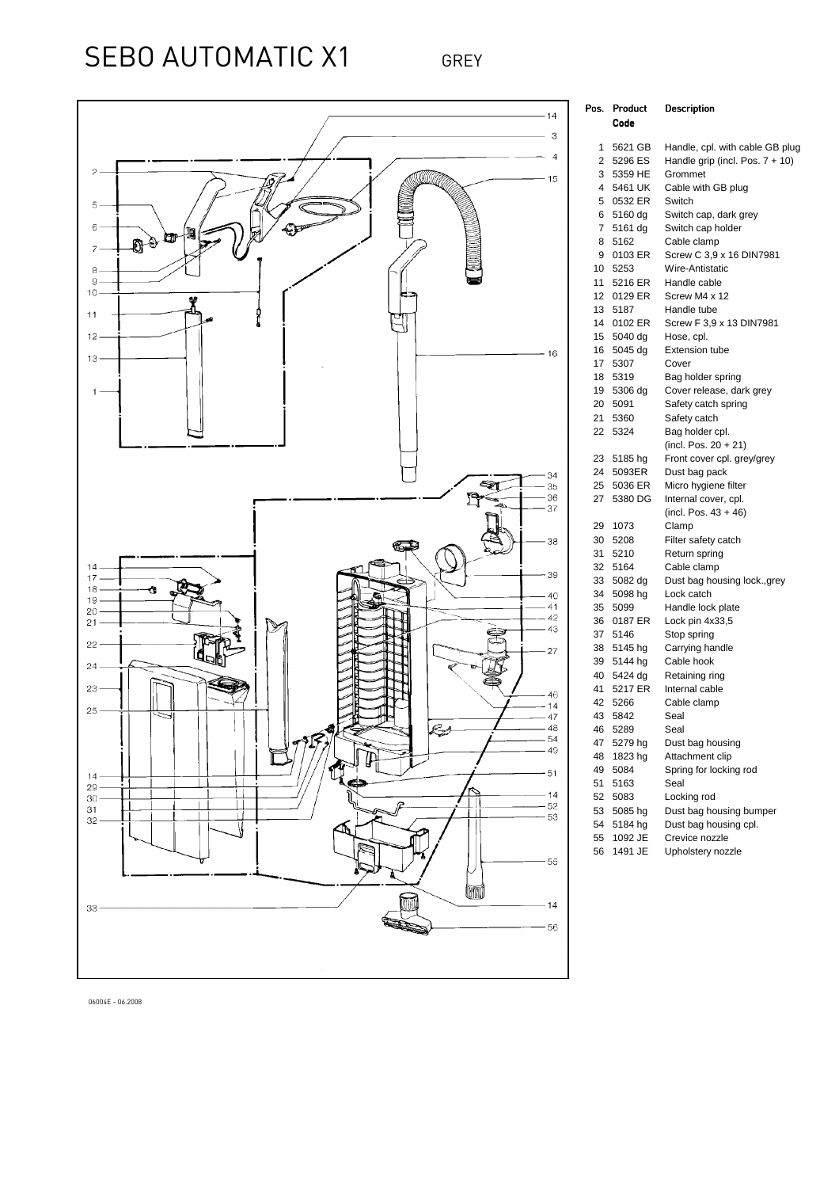# SEBO AUTOMATIC X1

GREY

| Pos. | Product Code | Description |
|---|---|---|
| 1 | 5621 GB | Handle, cpl. with cable GB plug |
| 2 | 5296 ES | Handle grip (incl. Pos. 7 + 10) |
| 3 | 5359 HE | Grommet |
| 4 | 5461 UK | Cable with GB plug |
| 5 | 0532 ER | Switch |
| 6 | 5160 dg | Switch cap, dark grey |
| 7 | 5161 dg | Switch cap holder |
| 8 | 5162 | Cable clamp |
| 9 | 0103 ER | Screw C 3,9 x 16 DIN7981 |
| 10 | 5253 | Wire-Antistatic |
| 11 | 5216 ER | Handle cable |
| 12 | 0129 ER | Screw M4 x 12 |
| 13 | 5187 | Handle tube |
| 14 | 0102 ER | Screw F 3,9 x 13 DIN7981 |
| 15 | 5040 dg | Hose, cpl. |
| 16 | 5045 dg | Extension tube |
| 17 | 5307 | Cover |
| 18 | 5319 | Bag holder spring |
| 19 | 5306 dg | Cover release, dark grey |
| 20 | 5091 | Safety catch spring |
| 21 | 5360 | Safety catch |
| 22 | 5324 | Bag holder cpl. (incl. Pos. 20 + 21) |
| 23 | 5185 hg | Front cover cpl. grey/grey |
| 24 | 5093ER | Dust bag pack |
| 25 | 5036 ER | Micro hygiene filter |
| 27 | 5380 DG | Internal cover, cpl. (incl. Pos. 43 + 46) |
| 29 | 1073 | Clamp |
| 30 | 5208 | Filter safety catch |
| 31 | 5210 | Return spring |
| 32 | 5164 | Cable clamp |
| 33 | 5082 dg | Dust bag housing lock.,grey |
| 34 | 5098 hg | Lock catch |
| 35 | 5099 | Handle lock plate |
| 36 | 0187 ER | Lock pin 4x33,5 |
| 37 | 5146 | Stop spring |
| 38 | 5145 hg | Carrying handle |
| 39 | 5144 hg | Cable hook |
| 40 | 5424 dg | Retaining ring |
| 41 | 5217 ER | Internal cable |
| 42 | 5266 | Cable clamp |
| 43 | 5842 | Seal |
| 46 | 5289 | Seal |
| 47 | 5279 hg | Dust bag housing |
| 48 | 1823 hg | Attachment clip |
| 49 | 5084 | Spring for locking rod |
| 51 | 5163 | Seal |
| 52 | 5083 | Locking rod |
| 53 | 5085 hg | Dust bag housing bumper |
| 54 | 5184 hg | Dust bag housing cpl. |
| 55 | 1092 JE | Crevice nozzle |
| 56 | 1491 JE | Upholstery nozzle |

06004E - 06.2008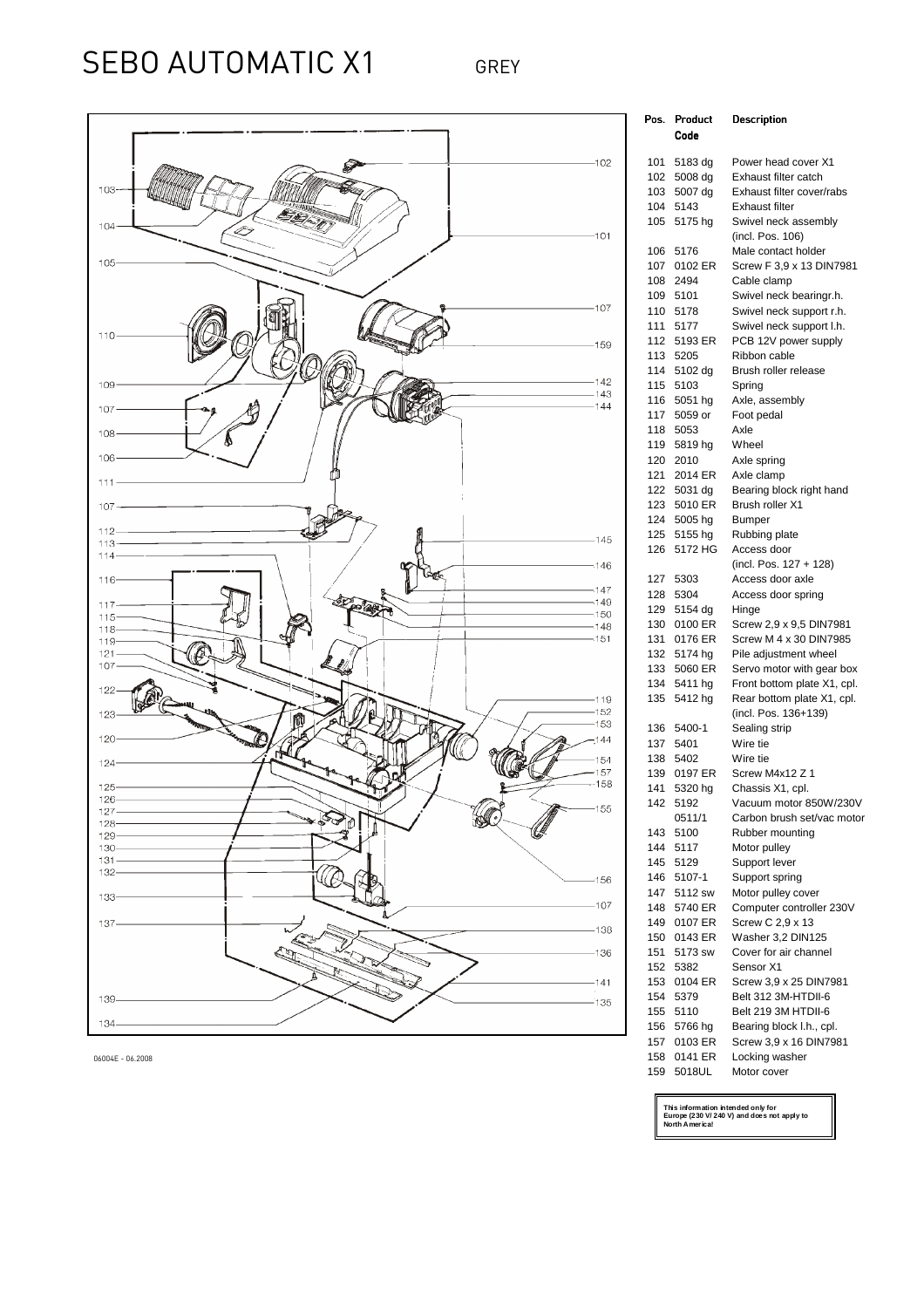# SEBO AUTOMATIC X1

GREY

101
102
103
104
105
106
107
108
109
110
111
112
113
114
116
117
115
118
119
121
122
123
120
124
125
126
127
128
129
130
131
132
133
137
139
134
135
136
138
141
142
143
144
145
146
147
148
149
150
151
152
153
154
155
156
157
158
159

06004E - 06.2008

| Pos. | Product Code | Description |
|---|---|---|
| 101 | 5183 dg | Power head cover X1 |
| 102 | 5008 dg | Exhaust filter catch |
| 103 | 5007 dg | Exhaust filter cover/rabs |
| 104 | 5143 | Exhaust filter |
| 105 | 5175 hg | Swivel neck assembly (incl. Pos. 106) |
| 106 | 5176 | Male contact holder |
| 107 | 0102 ER | Screw F 3,9 x 13 DIN7981 |
| 108 | 2494 | Cable clamp |
| 109 | 5101 | Swivel neck bearingr.h. |
| 110 | 5178 | Swivel neck support r.h. |
| 111 | 5177 | Swivel neck support l.h. |
| 112 | 5193 ER | PCB 12V power supply |
| 113 | 5205 | Ribbon cable |
| 114 | 5102 dg | Brush roller release |
| 115 | 5103 | Spring |
| 116 | 5051 hg | Axle, assembly |
| 117 | 5059 or | Foot pedal |
| 118 | 5053 | Axle |
| 119 | 5819 hg | Wheel |
| 120 | 2010 | Axle spring |
| 121 | 2014 ER | Axle clamp |
| 122 | 5031 dg | Bearing block right hand |
| 123 | 5010 ER | Brush roller X1 |
| 124 | 5005 hg | Bumper |
| 125 | 5155 hg | Rubbing plate |
| 126 | 5172 HG | Access door (incl. Pos. 127 + 128) |
| 127 | 5303 | Access door axle |
| 128 | 5304 | Access door spring |
| 129 | 5154 dg | Hinge |
| 130 | 0100 ER | Screw 2,9 x 9,5 DIN7981 |
| 131 | 0176 ER | Screw M 4 x 30 DIN7985 |
| 132 | 5174 hg | Pile adjustment wheel |
| 133 | 5060 ER | Servo motor with gear box |
| 134 | 5411 hg | Front bottom plate X1, cpl. |
| 135 | 5412 hg | Rear bottom plate X1, cpl. (incl. Pos. 136+139) |
| 136 | 5400-1 | Sealing strip |
| 137 | 5401 | Wire tie |
| 138 | 5402 | Wire tie |
| 139 | 0197 ER | Screw M4x12 Z 1 |
| 141 | 5320 hg | Chassis X1, cpl. |
| 142 | 5192 | Vacuum motor 850W/230V |
| | 0511/1 | Carbon brush set/vac motor |
| 143 | 5100 | Rubber mounting |
| 144 | 5117 | Motor pulley |
| 145 | 5129 | Support lever |
| 146 | 5107-1 | Support spring |
| 147 | 5112 sw | Motor pulley cover |
| 148 | 5740 ER | Computer controller 230V |
| 149 | 0107 ER | Screw C 2,9 x 13 |
| 150 | 0143 ER | Washer 3,2 DIN125 |
| 151 | 5173 sw | Cover for air channel |
| 152 | 5382 | Sensor X1 |
| 153 | 0104 ER | Screw 3,9 x 25 DIN7981 |
| 154 | 5379 | Belt 312 3M-HTDII-6 |
| 155 | 5110 | Belt 219 3M HTDII-6 |
| 156 | 5766 hg | Bearing block l.h., cpl. |
| 157 | 0103 ER | Screw 3,9 x 16 DIN7981 |
| 158 | 0141 ER | Locking washer |
| 159 | 5018UL | Motor cover |

**This information intended only for Europe (230 V/ 240 V) and does not apply to North America!**